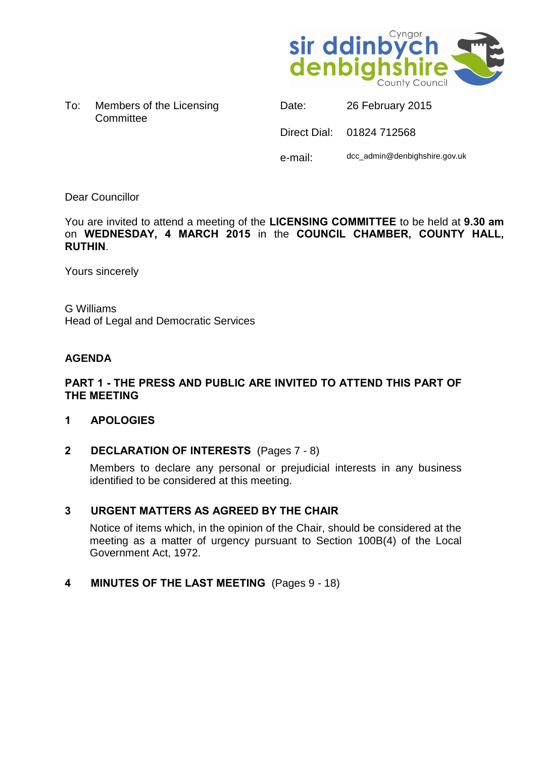Cyngor sir ddinbych denbighshire County Council

To: Members of the Licensing Committee

Date: 26 February 2015

Direct Dial: 01824 712568

e-mail: dcc_admin@denbighshire.gov.uk

Dear Councillor

You are invited to attend a meeting of the **LICENSING COMMITTEE** to be held at **9.30 am** on **WEDNESDAY, 4 MARCH 2015** in the **COUNCIL CHAMBER, COUNTY HALL, RUTHIN**.

Yours sincerely

G Williams
Head of Legal and Democratic Services

## AGENDA

### PART 1 - THE PRESS AND PUBLIC ARE INVITED TO ATTEND THIS PART OF THE MEETING

**1 APOLOGIES**

**2 DECLARATION OF INTERESTS** (Pages 7 - 8)

Members to declare any personal or prejudicial interests in any business identified to be considered at this meeting.

**3 URGENT MATTERS AS AGREED BY THE CHAIR**

Notice of items which, in the opinion of the Chair, should be considered at the meeting as a matter of urgency pursuant to Section 100B(4) of the Local Government Act, 1972.

**4 MINUTES OF THE LAST MEETING** (Pages 9 - 18)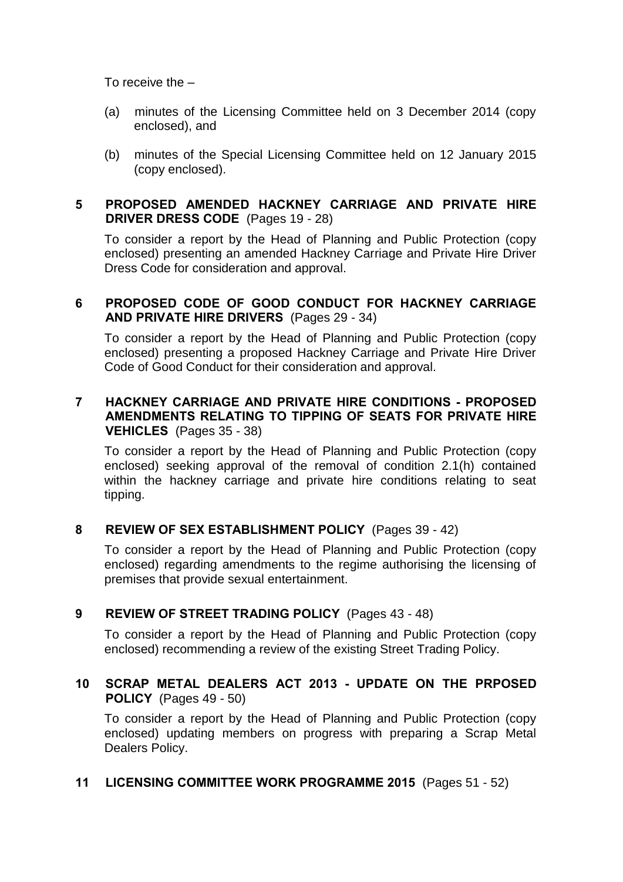To receive the –

(a) minutes of the Licensing Committee held on 3 December 2014 (copy enclosed), and

(b) minutes of the Special Licensing Committee held on 12 January 2015 (copy enclosed).

**5 PROPOSED AMENDED HACKNEY CARRIAGE AND PRIVATE HIRE DRIVER DRESS CODE** (Pages 19 - 28)

To consider a report by the Head of Planning and Public Protection (copy enclosed) presenting an amended Hackney Carriage and Private Hire Driver Dress Code for consideration and approval.

**6 PROPOSED CODE OF GOOD CONDUCT FOR HACKNEY CARRIAGE AND PRIVATE HIRE DRIVERS** (Pages 29 - 34)

To consider a report by the Head of Planning and Public Protection (copy enclosed) presenting a proposed Hackney Carriage and Private Hire Driver Code of Good Conduct for their consideration and approval.

**7 HACKNEY CARRIAGE AND PRIVATE HIRE CONDITIONS - PROPOSED AMENDMENTS RELATING TO TIPPING OF SEATS FOR PRIVATE HIRE VEHICLES** (Pages 35 - 38)

To consider a report by the Head of Planning and Public Protection (copy enclosed) seeking approval of the removal of condition 2.1(h) contained within the hackney carriage and private hire conditions relating to seat tipping.

**8 REVIEW OF SEX ESTABLISHMENT POLICY** (Pages 39 - 42)

To consider a report by the Head of Planning and Public Protection (copy enclosed) regarding amendments to the regime authorising the licensing of premises that provide sexual entertainment.

**9 REVIEW OF STREET TRADING POLICY** (Pages 43 - 48)

To consider a report by the Head of Planning and Public Protection (copy enclosed) recommending a review of the existing Street Trading Policy.

**10 SCRAP METAL DEALERS ACT 2013 - UPDATE ON THE PRPOSED POLICY** (Pages 49 - 50)

To consider a report by the Head of Planning and Public Protection (copy enclosed) updating members on progress with preparing a Scrap Metal Dealers Policy.

**11 LICENSING COMMITTEE WORK PROGRAMME 2015** (Pages 51 - 52)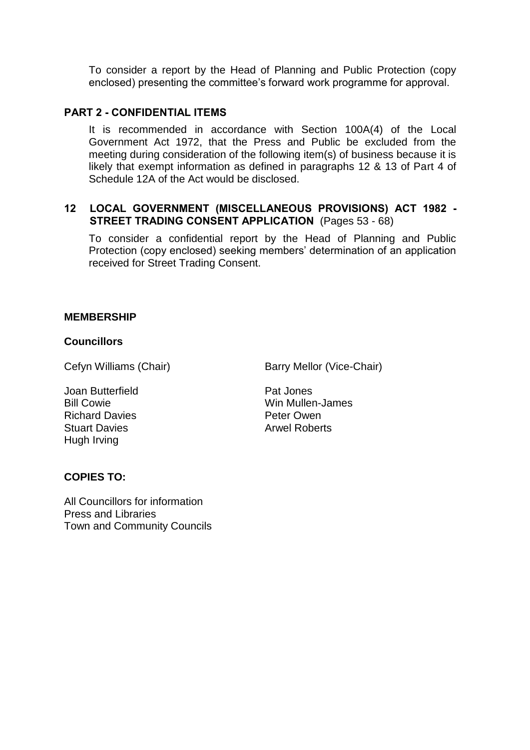To consider a report by the Head of Planning and Public Protection (copy enclosed) presenting the committee's forward work programme for approval.

**PART 2 - CONFIDENTIAL ITEMS**

It is recommended in accordance with Section 100A(4) of the Local Government Act 1972, that the Press and Public be excluded from the meeting during consideration of the following item(s) of business because it is likely that exempt information as defined in paragraphs 12 & 13 of Part 4 of Schedule 12A of the Act would be disclosed.

**12 LOCAL GOVERNMENT (MISCELLANEOUS PROVISIONS) ACT 1982 - STREET TRADING CONSENT APPLICATION** (Pages 53 - 68)

To consider a confidential report by the Head of Planning and Public Protection (copy enclosed) seeking members' determination of an application received for Street Trading Consent.

**MEMBERSHIP**

**Councillors**

Cefyn Williams (Chair)
Barry Mellor (Vice-Chair)

Joan Butterfield
Bill Cowie
Richard Davies
Stuart Davies
Hugh Irving
Pat Jones
Win Mullen-James
Peter Owen
Arwel Roberts

**COPIES TO:**

All Councillors for information
Press and Libraries
Town and Community Councils